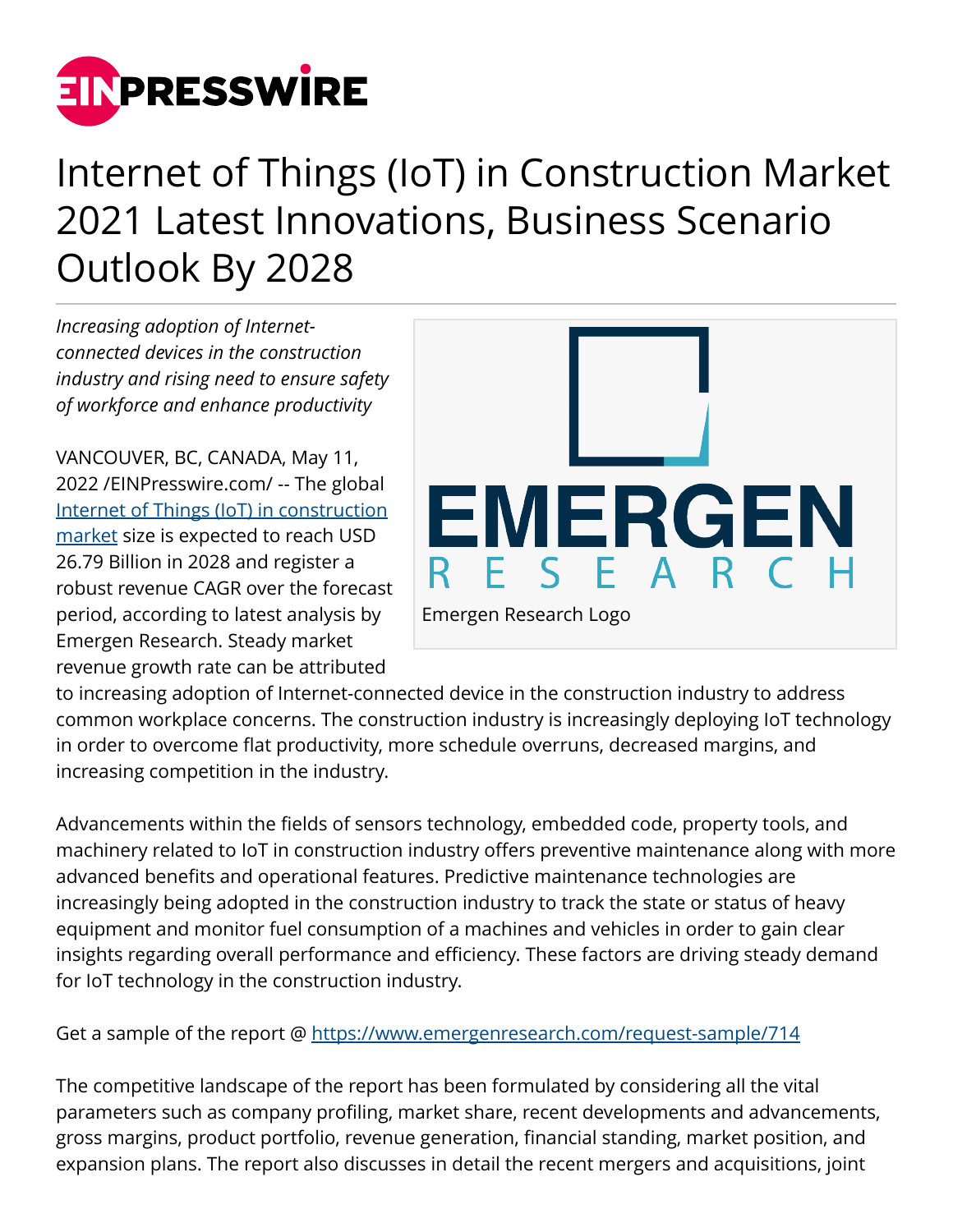# Internet of Things (IoT) in Construction Market 2021 Latest Innovations, Business Scenario Outlook By 2028

*Increasing adoption of Internet-connected devices in the construction industry and rising need to ensure safety of workforce and enhance productivity*

Emergen Research Logo

VANCOUVER, BC, CANADA, May 11, 2022 /EINPresswire.com/ -- The global [Internet of Things (IoT) in construction market](https://www.emergenresearch.com) size is expected to reach USD 26.79 Billion in 2028 and register a robust revenue CAGR over the forecast period, according to latest analysis by Emergen Research. Steady market revenue growth rate can be attributed to increasing adoption of Internet-connected device in the construction industry to address common workplace concerns. The construction industry is increasingly deploying IoT technology in order to overcome flat productivity, more schedule overruns, decreased margins, and increasing competition in the industry.

Advancements within the fields of sensors technology, embedded code, property tools, and machinery related to IoT in construction industry offers preventive maintenance along with more advanced benefits and operational features. Predictive maintenance technologies are increasingly being adopted in the construction industry to track the state or status of heavy equipment and monitor fuel consumption of a machines and vehicles in order to gain clear insights regarding overall performance and efficiency. These factors are driving steady demand for IoT technology in the construction industry.

Get a sample of the report @ https://www.emergenresearch.com/request-sample/714

The competitive landscape of the report has been formulated by considering all the vital parameters such as company profiling, market share, recent developments and advancements, gross margins, product portfolio, revenue generation, financial standing, market position, and expansion plans. The report also discusses in detail the recent mergers and acquisitions, joint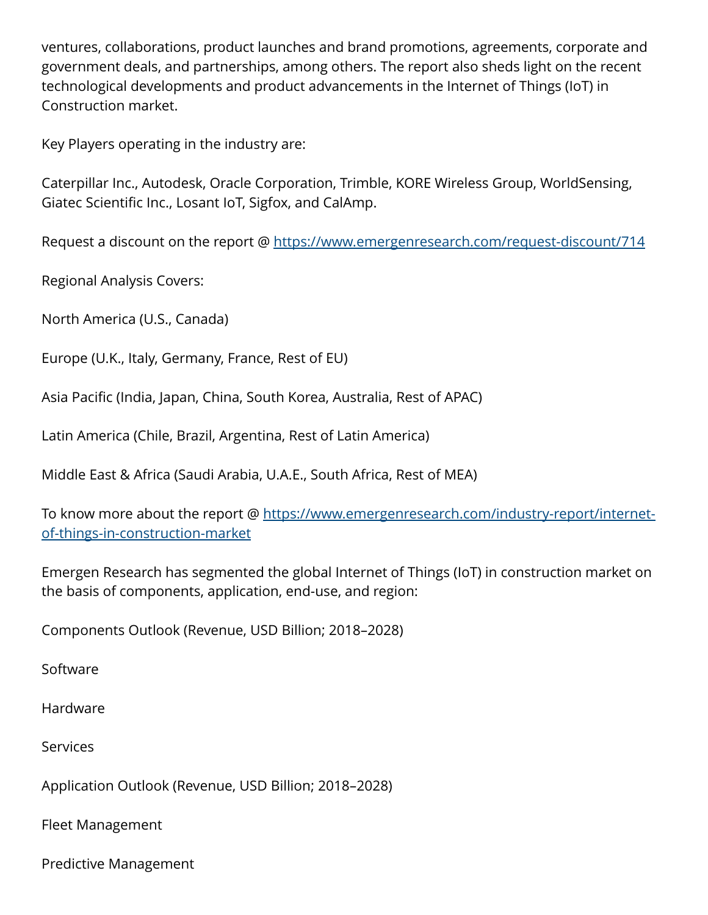ventures, collaborations, product launches and brand promotions, agreements, corporate and government deals, and partnerships, among others. The report also sheds light on the recent technological developments and product advancements in the Internet of Things (IoT) in Construction market.

Key Players operating in the industry are:

Caterpillar Inc., Autodesk, Oracle Corporation, Trimble, KORE Wireless Group, WorldSensing, Giatec Scientific Inc., Losant IoT, Sigfox, and CalAmp.

Request a discount on the report @ [https://www.emergenresearch.com/request-discount/714](https://www.emergenresearch.com/request-discount/714)

Regional Analysis Covers:

North America (U.S., Canada)

Europe (U.K., Italy, Germany, France, Rest of EU)

Asia Pacific (India, Japan, China, South Korea, Australia, Rest of APAC)

Latin America (Chile, Brazil, Argentina, Rest of Latin America)

Middle East & Africa (Saudi Arabia, U.A.E., South Africa, Rest of MEA)

To know more about the report @ [https://www.emergenresearch.com/industry-report/internet-of-things-in-construction-market](https://www.emergenresearch.com/industry-report/internet-of-things-in-construction-market)

Emergen Research has segmented the global Internet of Things (IoT) in construction market on the basis of components, application, end-use, and region:

Components Outlook (Revenue, USD Billion; 2018–2028)

Software

Hardware

Services

Application Outlook (Revenue, USD Billion; 2018–2028)

Fleet Management

Predictive Management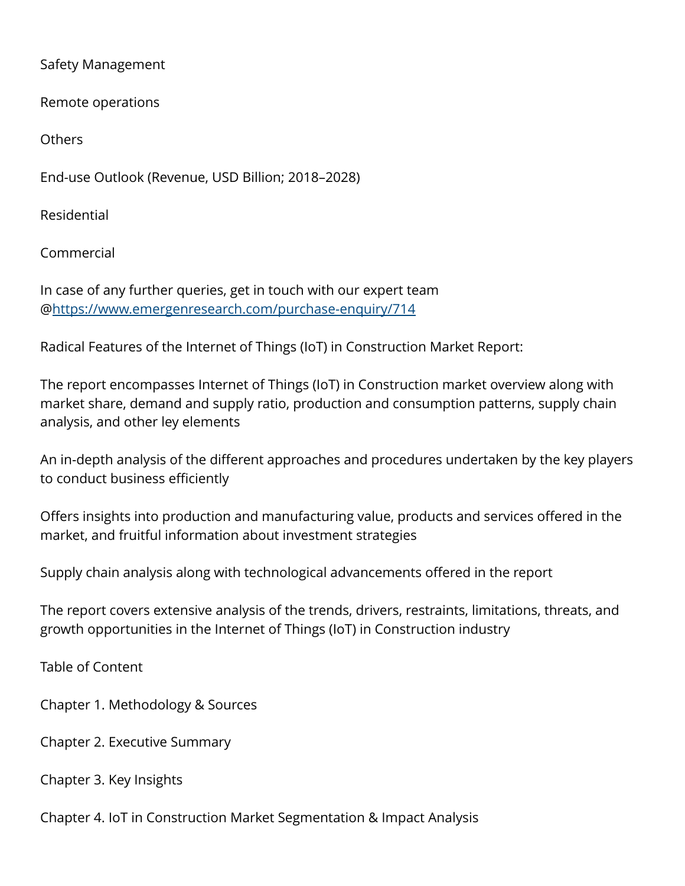Safety Management

Remote operations

Others

End-use Outlook (Revenue, USD Billion; 2018–2028)

Residential

Commercial

In case of any further queries, get in touch with our expert team @https://www.emergenresearch.com/purchase-enquiry/714

Radical Features of the Internet of Things (IoT) in Construction Market Report:

The report encompasses Internet of Things (IoT) in Construction market overview along with market share, demand and supply ratio, production and consumption patterns, supply chain analysis, and other ley elements

An in-depth analysis of the different approaches and procedures undertaken by the key players to conduct business efficiently

Offers insights into production and manufacturing value, products and services offered in the market, and fruitful information about investment strategies

Supply chain analysis along with technological advancements offered in the report

The report covers extensive analysis of the trends, drivers, restraints, limitations, threats, and growth opportunities in the Internet of Things (IoT) in Construction industry

Table of Content

Chapter 1. Methodology & Sources

Chapter 2. Executive Summary

Chapter 3. Key Insights

Chapter 4. IoT in Construction Market Segmentation & Impact Analysis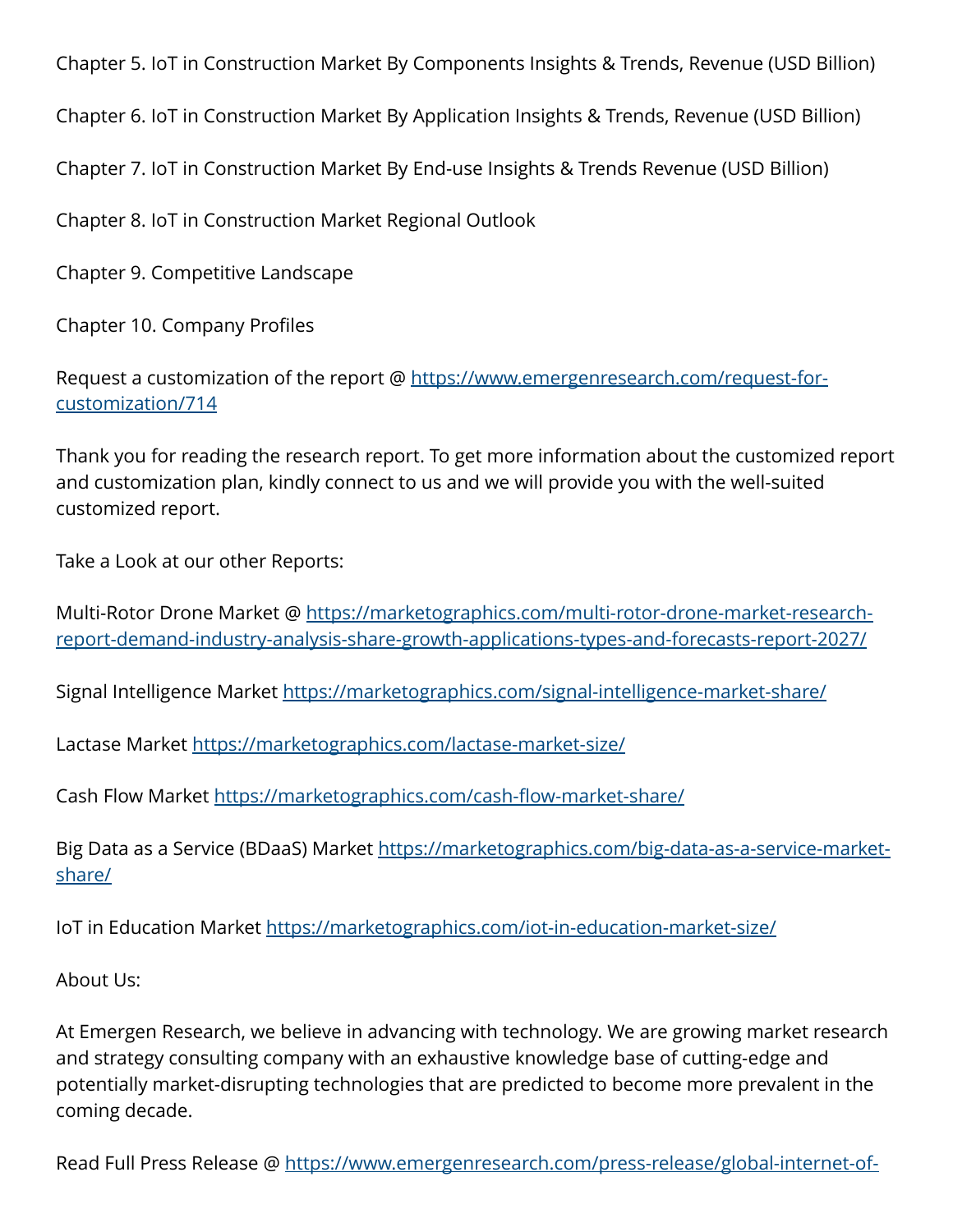Chapter 5. IoT in Construction Market By Components Insights & Trends, Revenue (USD Billion)

Chapter 6. IoT in Construction Market By Application Insights & Trends, Revenue (USD Billion)

Chapter 7. IoT in Construction Market By End-use Insights & Trends Revenue (USD Billion)

Chapter 8. IoT in Construction Market Regional Outlook

Chapter 9. Competitive Landscape

Chapter 10. Company Profiles

Request a customization of the report @ https://www.emergenresearch.com/request-for-customization/714

Thank you for reading the research report. To get more information about the customized report and customization plan, kindly connect to us and we will provide you with the well-suited customized report.

Take a Look at our other Reports:

Multi-Rotor Drone Market @ https://marketographics.com/multi-rotor-drone-market-research-report-demand-industry-analysis-share-growth-applications-types-and-forecasts-report-2027/

Signal Intelligence Market https://marketographics.com/signal-intelligence-market-share/

Lactase Market https://marketographics.com/lactase-market-size/

Cash Flow Market https://marketographics.com/cash-flow-market-share/

Big Data as a Service (BDaaS) Market https://marketographics.com/big-data-as-a-service-market-share/

IoT in Education Market https://marketographics.com/iot-in-education-market-size/

About Us:

At Emergen Research, we believe in advancing with technology. We are growing market research and strategy consulting company with an exhaustive knowledge base of cutting-edge and potentially market-disrupting technologies that are predicted to become more prevalent in the coming decade.

Read Full Press Release @ https://www.emergenresearch.com/press-release/global-internet-of-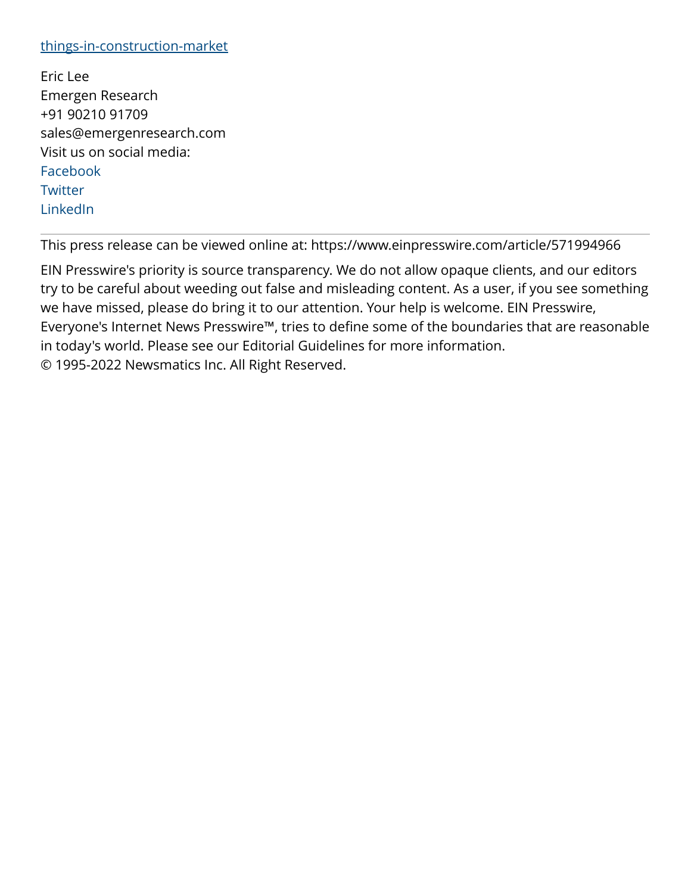things-in-construction-market

Eric Lee
Emergen Research
+91 90210 91709
sales@emergenresearch.com
Visit us on social media:
Facebook
Twitter
LinkedIn

---

This press release can be viewed online at: https://www.einpresswire.com/article/571994966

EIN Presswire's priority is source transparency. We do not allow opaque clients, and our editors try to be careful about weeding out false and misleading content. As a user, if you see something we have missed, please do bring it to our attention. Your help is welcome. EIN Presswire, Everyone's Internet News Presswire™, tries to define some of the boundaries that are reasonable in today's world. Please see our Editorial Guidelines for more information.
© 1995-2022 Newsmatics Inc. All Right Reserved.